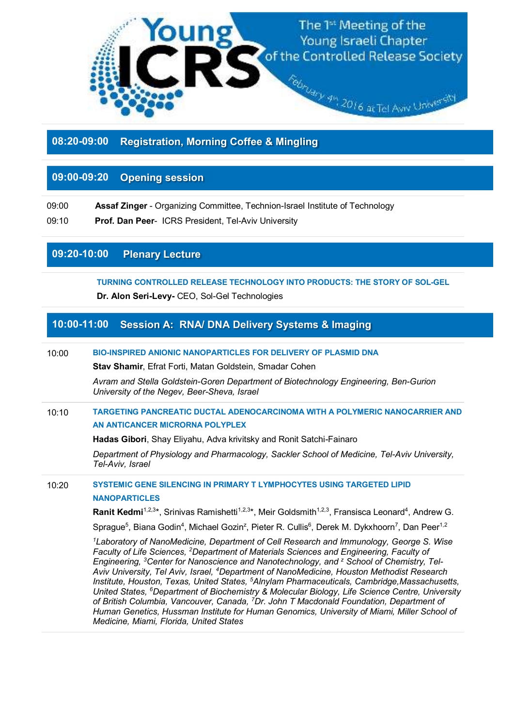# Young ICRS

The 1st Meeting of the Young Israeli Chapter of the Controlled Release Society

February 4th, 2016 at Tel Aviv University

## 08:20-09:00 Registration, Morning Coffee & Mingling

## 09:00-09:20 Opening session

09:00 **Assaf Zinger** - Organizing Committee, Technion-Israel Institute of Technology

09:10 **Prof. Dan Peer**- ICRS President, Tel-Aviv University

## 09:20-10:00 Plenary Lecture

**TURNING CONTROLLED RELEASE TECHNOLOGY INTO PRODUCTS: THE STORY OF SOL-GEL**

**Dr. Alon Seri-Levy-** CEO, Sol-Gel Technologies

## 10:00-11:00 Session A: RNA/ DNA Delivery Systems & Imaging

10:00 **BIO-INSPIRED ANIONIC NANOPARTICLES FOR DELIVERY OF PLASMID DNA**

**Stav Shamir**, Efrat Forti, Matan Goldstein, Smadar Cohen

*Avram and Stella Goldstein-Goren Department of Biotechnology Engineering, Ben-Gurion University of the Negev, Beer-Sheva, Israel*

10:10 **TARGETING PANCREATIC DUCTAL ADENOCARCINOMA WITH A POLYMERIC NANOCARRIER AND AN ANTICANCER MICRORNA POLYPLEX**

**Hadas Gibori**, Shay Eliyahu, Adva krivitsky and Ronit Satchi-Fainaro

*Department of Physiology and Pharmacology, Sackler School of Medicine, Tel-Aviv University, Tel-Aviv, Israel*

10:20 **SYSTEMIC GENE SILENCING IN PRIMARY T LYMPHOCYTES USING TARGETED LIPID NANOPARTICLES**

**Ranit Kedmi**[1,2,3]*, Srinivas Ramishetti[1,2,3]*, Meir Goldsmith[1,2,3], Fransisca Leonard[4], Andrew G. Sprague[5], Biana Godin[4], Michael Gozin[z], Pieter R. Cullis[6], Derek M. Dykxhoorn[7], Dan Peer[1,2]

*[1]Laboratory of NanoMedicine, Department of Cell Research and Immunology, George S. Wise Faculty of Life Sciences, [2]Department of Materials Sciences and Engineering, Faculty of Engineering, [3]Center for Nanoscience and Nanotechnology, and [z] School of Chemistry, Tel-Aviv University, Tel Aviv, Israel, [4]Department of NanoMedicine, Houston Methodist Research Institute, Houston, Texas, United States, [5]Alnylam Pharmaceuticals, Cambridge,Massachusetts, United States, [6]Department of Biochemistry & Molecular Biology, Life Science Centre, University of British Columbia, Vancouver, Canada, [7]Dr. John T Macdonald Foundation, Department of Human Genetics, Hussman Institute for Human Genomics, University of Miami, Miller School of Medicine, Miami, Florida, United States*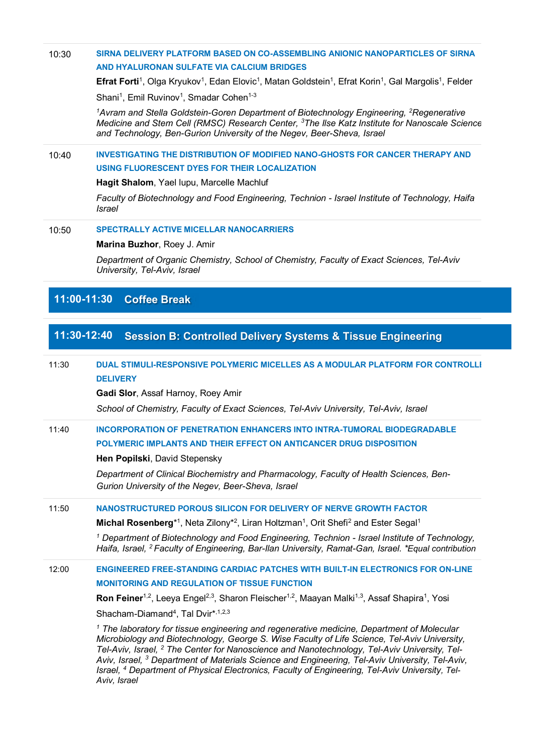10:30 **SIRNA DELIVERY PLATFORM BASED ON CO-ASSEMBLING ANIONIC NANOPARTICLES OF SIRNA AND HYALURONAN SULFATE VIA CALCIUM BRIDGES**

**Efrat Forti**[1], Olga Kryukov[1], Edan Elovic[1], Matan Goldstein[1], Efrat Korin[1], Gal Margolis[1], Felder Shani[1], Emil Ruvinov[1], Smadar Cohen[1-3]

*[1]Avram and Stella Goldstein-Goren Department of Biotechnology Engineering, [2]Regenerative Medicine and Stem Cell (RMSC) Research Center, [3]The Ilse Katz Institute for Nanoscale Science and Technology, Ben-Gurion University of the Negev, Beer-Sheva, Israel*

10:40 **INVESTIGATING THE DISTRIBUTION OF MODIFIED NANO-GHOSTS FOR CANCER THERAPY AND USING FLUORESCENT DYES FOR THEIR LOCALIZATION**

**Hagit Shalom**, Yael Iupu, Marcelle Machluf

*Faculty of Biotechnology and Food Engineering, Technion - Israel Institute of Technology, Haifa Israel*

10:50 **SPECTRALLY ACTIVE MICELLAR NANOCARRIERS**

**Marina Buzhor**, Roey J. Amir

*Department of Organic Chemistry, School of Chemistry, Faculty of Exact Sciences, Tel-Aviv University, Tel-Aviv, Israel*

## 11:00-11:30 Coffee Break

## 11:30-12:40 Session B: Controlled Delivery Systems & Tissue Engineering

11:30 **DUAL STIMULI-RESPONSIVE POLYMERIC MICELLES AS A MODULAR PLATFORM FOR CONTROLLED DELIVERY**

**Gadi Slor**, Assaf Harnoy, Roey Amir

*School of Chemistry, Faculty of Exact Sciences, Tel-Aviv University, Tel-Aviv, Israel*

11:40 **INCORPORATION OF PENETRATION ENHANCERS INTO INTRA-TUMORAL BIODEGRADABLE POLYMERIC IMPLANTS AND THEIR EFFECT ON ANTICANCER DRUG DISPOSITION**

**Hen Popilski**, David Stepensky

*Department of Clinical Biochemistry and Pharmacology, Faculty of Health Sciences, Ben-Gurion University of the Negev, Beer-Sheva, Israel*

11:50 **NANOSTRUCTURED POROUS SILICON FOR DELIVERY OF NERVE GROWTH FACTOR**

**Michal Rosenberg***[1], Neta Zilony*[2], Liran Holtzman[1], Orit Shefi[2] and Ester Segal[1]

*[1] Department of Biotechnology and Food Engineering, Technion - Israel Institute of Technology, Haifa, Israel, [2] Faculty of Engineering, Bar-Ilan University, Ramat-Gan, Israel. *Equal contribution*

12:00 **ENGINEERED FREE-STANDING CARDIAC PATCHES WITH BUILT-IN ELECTRONICS FOR ON-LINE MONITORING AND REGULATION OF TISSUE FUNCTION**

**Ron Feiner**[1,2], Leeya Engel[2,3], Sharon Fleischer[1,2], Maayan Malki[1,3], Assaf Shapira[1], Yosi Shacham-Diamand[4], Tal Dvir*[1,2,3]

*[1] The laboratory for tissue engineering and regenerative medicine, Department of Molecular Microbiology and Biotechnology, George S. Wise Faculty of Life Science, Tel-Aviv University, Tel-Aviv, Israel, [2] The Center for Nanoscience and Nanotechnology, Tel-Aviv University, Tel-Aviv, Israel, [3] Department of Materials Science and Engineering, Tel-Aviv University, Tel-Aviv, Israel, [4] Department of Physical Electronics, Faculty of Engineering, Tel-Aviv University, Tel-Aviv, Israel*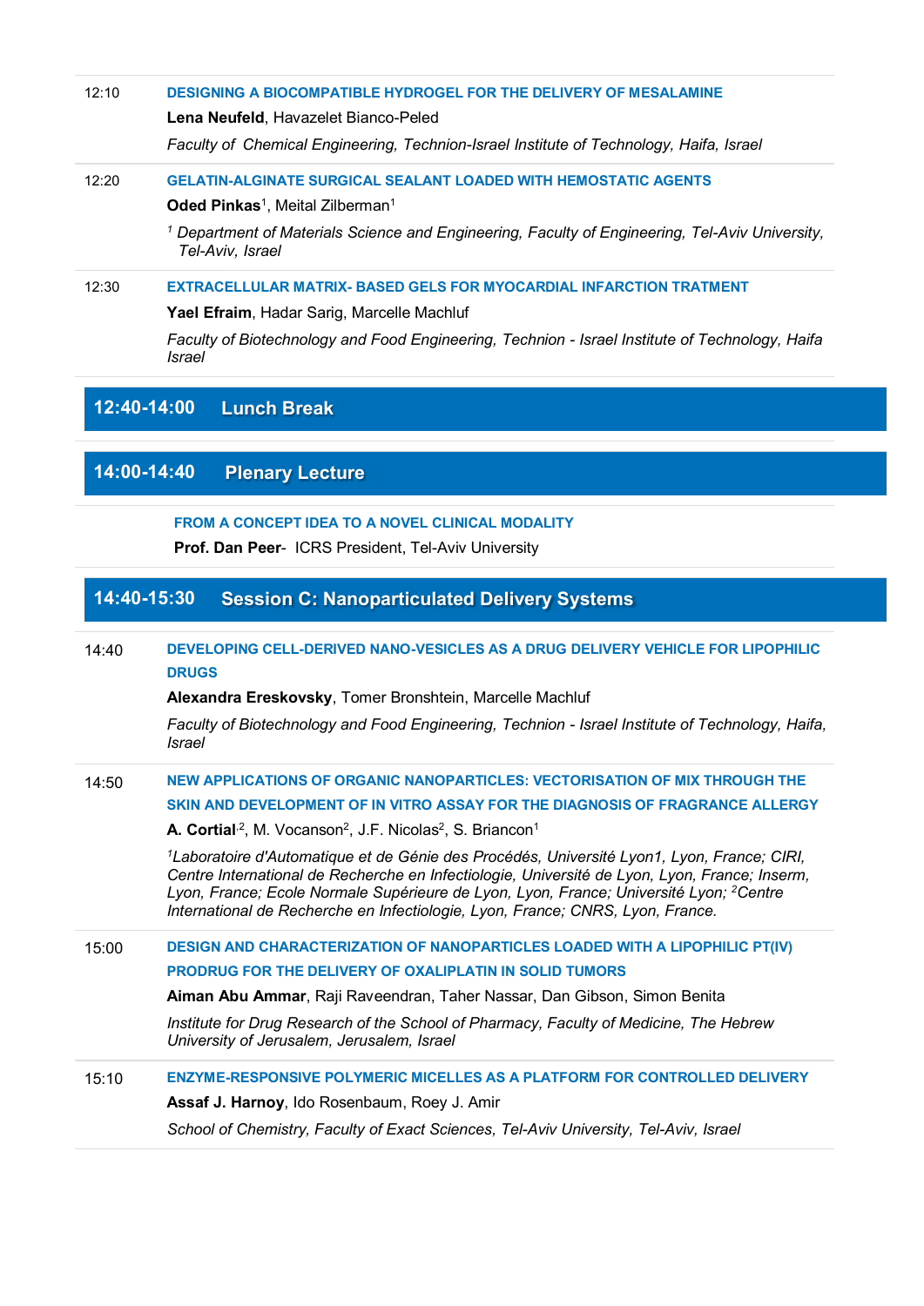12:10 **DESIGNING A BIOCOMPATIBLE HYDROGEL FOR THE DELIVERY OF MESALAMINE**

**Lena Neufeld**, Havazelet Bianco-Peled

*Faculty of Chemical Engineering, Technion-Israel Institute of Technology, Haifa, Israel*

12:20 **GELATIN-ALGINATE SURGICAL SEALANT LOADED WITH HEMOSTATIC AGENTS**

**Oded Pinkas**[1], Meital Zilberman[1]

*[1] Department of Materials Science and Engineering, Faculty of Engineering, Tel-Aviv University, Tel-Aviv, Israel*

12:30 **EXTRACELLULAR MATRIX- BASED GELS FOR MYOCARDIAL INFARCTION TRATMENT**

**Yael Efraim**, Hadar Sarig, Marcelle Machluf

*Faculty of Biotechnology and Food Engineering, Technion - Israel Institute of Technology, Haifa Israel*

## 12:40-14:00 Lunch Break

## 14:00-14:40 Plenary Lecture

**FROM A CONCEPT IDEA TO A NOVEL CLINICAL MODALITY**

**Prof. Dan Peer**- ICRS President, Tel-Aviv University

## 14:40-15:30 Session C: Nanoparticulated Delivery Systems

14:40 **DEVELOPING CELL-DERIVED NANO-VESICLES AS A DRUG DELIVERY VEHICLE FOR LIPOPHILIC DRUGS**

**Alexandra Ereskovsky**, Tomer Bronshtein, Marcelle Machluf

*Faculty of Biotechnology and Food Engineering, Technion - Israel Institute of Technology, Haifa, Israel*

14:50 **NEW APPLICATIONS OF ORGANIC NANOPARTICLES: VECTORISATION OF MIX THROUGH THE SKIN AND DEVELOPMENT OF IN VITRO ASSAY FOR THE DIAGNOSIS OF FRAGRANCE ALLERGY**

**A. Cortial**[,2], M. Vocanson[2], J.F. Nicolas[2], S. Briancon[1]

*[1]Laboratoire d'Automatique et de Génie des Procédés, Université Lyon1, Lyon, France; CIRI, Centre International de Recherche en Infectiologie, Université de Lyon, Lyon, France; Inserm, Lyon, France; Ecole Normale Supérieure de Lyon, Lyon, France; Université Lyon; [2]Centre International de Recherche en Infectiologie, Lyon, France; CNRS, Lyon, France.*

15:00 **DESIGN AND CHARACTERIZATION OF NANOPARTICLES LOADED WITH A LIPOPHILIC PT(IV) PRODRUG FOR THE DELIVERY OF OXALIPLATIN IN SOLID TUMORS**

**Aiman Abu Ammar**, Raji Raveendran, Taher Nassar, Dan Gibson, Simon Benita

*Institute for Drug Research of the School of Pharmacy, Faculty of Medicine, The Hebrew University of Jerusalem, Jerusalem, Israel*

15:10 **ENZYME-RESPONSIVE POLYMERIC MICELLES AS A PLATFORM FOR CONTROLLED DELIVERY**

**Assaf J. Harnoy**, Ido Rosenbaum, Roey J. Amir

*School of Chemistry, Faculty of Exact Sciences, Tel-Aviv University, Tel-Aviv, Israel*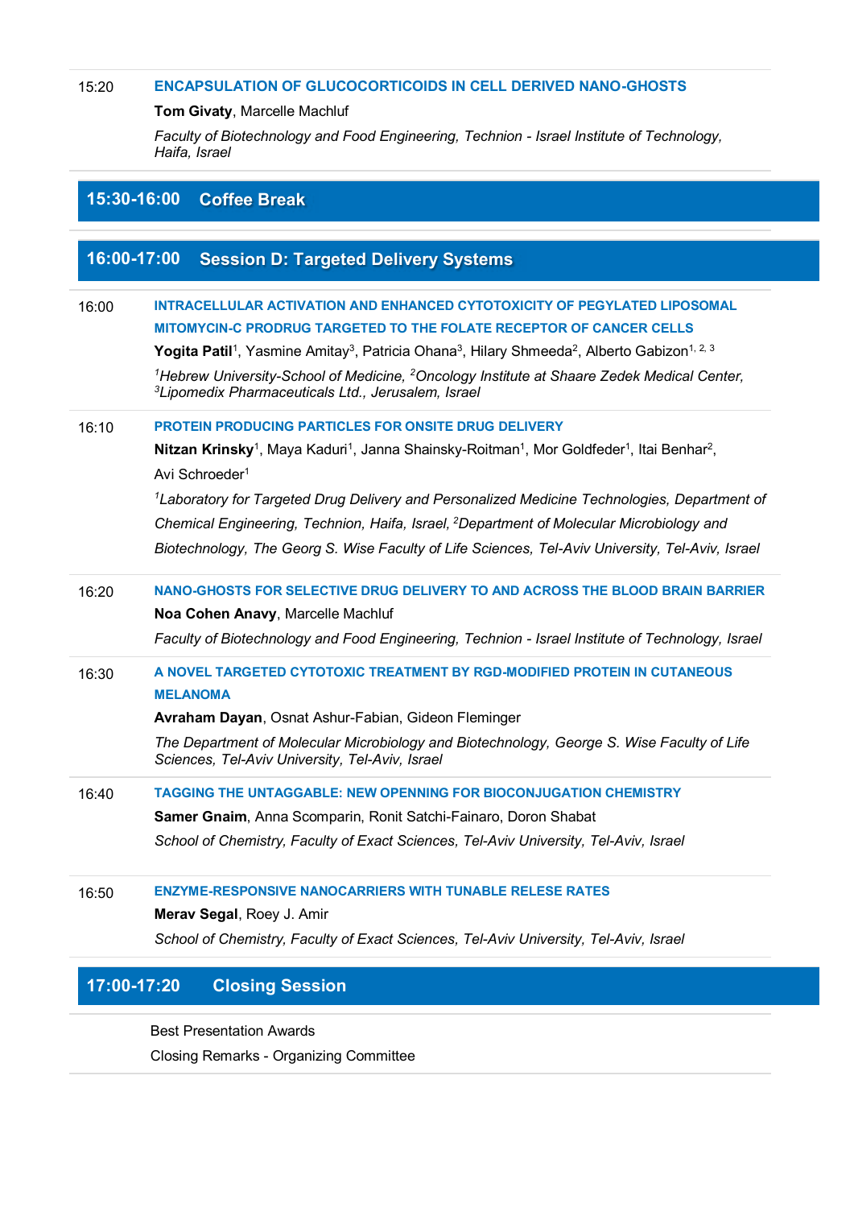15:20 **ENCAPSULATION OF GLUCOCORTICOIDS IN CELL DERIVED NANO-GHOSTS**

**Tom Givaty**, Marcelle Machluf

*Faculty of Biotechnology and Food Engineering, Technion - Israel Institute of Technology, Haifa, Israel*

## 15:30-16:00 Coffee Break

## 16:00-17:00 Session D: Targeted Delivery Systems

16:00 **INTRACELLULAR ACTIVATION AND ENHANCED CYTOTOXICITY OF PEGYLATED LIPOSOMAL MITOMYCIN-C PRODRUG TARGETED TO THE FOLATE RECEPTOR OF CANCER CELLS**

**Yogita Patil**[1], Yasmine Amitay[3], Patricia Ohana[3], Hilary Shmeeda[2], Alberto Gabizon[1, 2, 3]

*[1]Hebrew University-School of Medicine, [2]Oncology Institute at Shaare Zedek Medical Center, [3]Lipomedix Pharmaceuticals Ltd., Jerusalem, Israel*

16:10 **PROTEIN PRODUCING PARTICLES FOR ONSITE DRUG DELIVERY**

**Nitzan Krinsky**[1], Maya Kaduri[1], Janna Shainsky-Roitman[1], Mor Goldfeder[1], Itai Benhar[2], Avi Schroeder[1]

*[1]Laboratory for Targeted Drug Delivery and Personalized Medicine Technologies, Department of Chemical Engineering, Technion, Haifa, Israel, [2]Department of Molecular Microbiology and Biotechnology, The Georg S. Wise Faculty of Life Sciences, Tel-Aviv University, Tel-Aviv, Israel*

16:20 **NANO-GHOSTS FOR SELECTIVE DRUG DELIVERY TO AND ACROSS THE BLOOD BRAIN BARRIER**

**Noa Cohen Anavy**, Marcelle Machluf

*Faculty of Biotechnology and Food Engineering, Technion - Israel Institute of Technology, Israel*

16:30 **A NOVEL TARGETED CYTOTOXIC TREATMENT BY RGD-MODIFIED PROTEIN IN CUTANEOUS MELANOMA**

**Avraham Dayan**, Osnat Ashur-Fabian, Gideon Fleminger

*The Department of Molecular Microbiology and Biotechnology, George S. Wise Faculty of Life Sciences, Tel-Aviv University, Tel-Aviv, Israel*

16:40 **TAGGING THE UNTAGGABLE: NEW OPENNING FOR BIOCONJUGATION CHEMISTRY**

**Samer Gnaim**, Anna Scomparin, Ronit Satchi-Fainaro, Doron Shabat

*School of Chemistry, Faculty of Exact Sciences, Tel-Aviv University, Tel-Aviv, Israel*

16:50 **ENZYME-RESPONSIVE NANOCARRIERS WITH TUNABLE RELESE RATES**

**Merav Segal**, Roey J. Amir

*School of Chemistry, Faculty of Exact Sciences, Tel-Aviv University, Tel-Aviv, Israel*

## 17:00-17:20 Closing Session

Best Presentation Awards

Closing Remarks - Organizing Committee